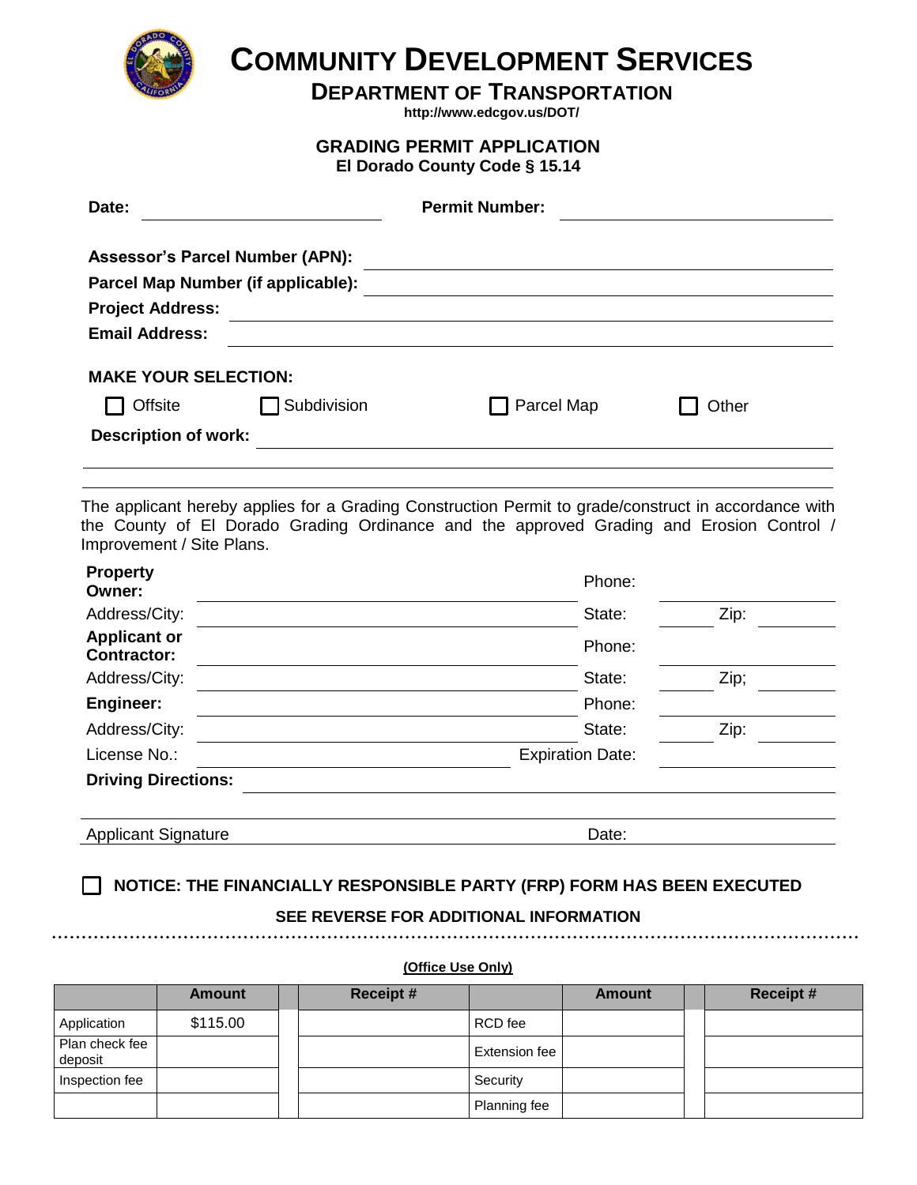# COMMUNITY DEVELOPMENT SERVICES

## DEPARTMENT OF TRANSPORTATION

http://www.edcgov.us/DOT/

### GRADING PERMIT APPLICATION

**El Dorado County Code § 15.14**

**Date:** ____________________ **Permit Number:** ____________________

**Assessor's Parcel Number (APN):** ____________________

**Parcel Map Number (if applicable):** ____________________

**Project Address:** ____________________

**Email Address:** ____________________

**MAKE YOUR SELECTION:**

☐ Offsite ☐ Subdivision ☐ Parcel Map ☐ Other

**Description of work:** ____________________

The applicant hereby applies for a Grading Construction Permit to grade/construct in accordance with the County of El Dorado Grading Ordinance and the approved Grading and Erosion Control / Improvement / Site Plans.

**Property Owner:** ____________________ Phone: ____________________

Address/City: ____________________ State: ________ Zip: ________

**Applicant or Contractor:** ____________________ Phone: ____________________

Address/City: ____________________ State: ________ Zip; ________

**Engineer:** ____________________ Phone: ____________________

Address/City: ____________________ State: ________ Zip: ________

License No.: ____________________ Expiration Date: ____________________

**Driving Directions:** ____________________

Applicant Signature ____________________ Date: ____________________

☐ **NOTICE: THE FINANCIALLY RESPONSIBLE PARTY (FRP) FORM HAS BEEN EXECUTED**

**SEE REVERSE FOR ADDITIONAL INFORMATION**

**(Office Use Only)**

| | Amount | | Receipt # | | Amount | | Receipt # |
|---|---|---|---|---|---|---|---|
| Application | $115.00 | | | RCD fee | | | |
| Plan check fee deposit | | | | Extension fee | | | |
| Inspection fee | | | | Security | | | |
| | | | | Planning fee | | | |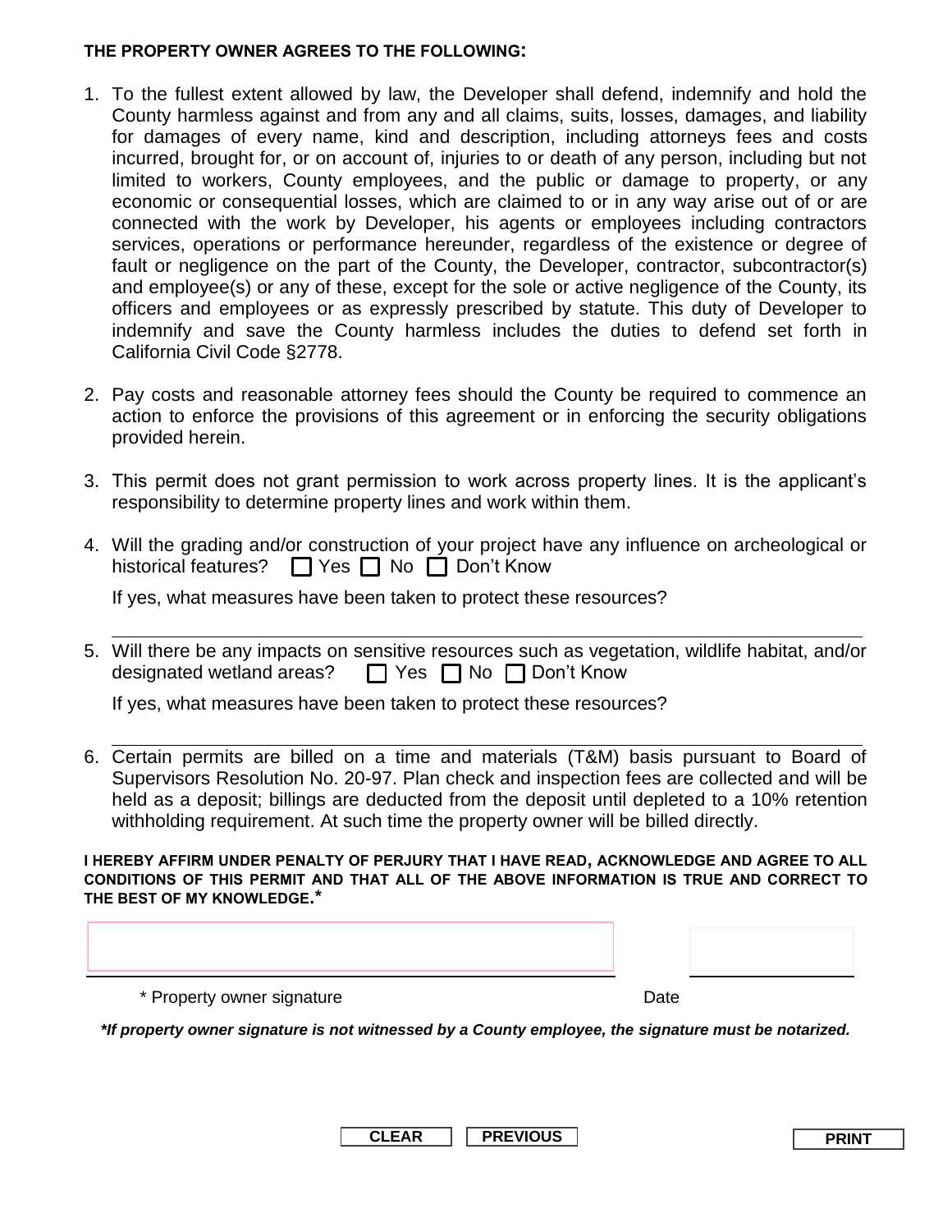**THE PROPERTY OWNER AGREES TO THE FOLLOWING:**

1. To the fullest extent allowed by law, the Developer shall defend, indemnify and hold the County harmless against and from any and all claims, suits, losses, damages, and liability for damages of every name, kind and description, including attorneys fees and costs incurred, brought for, or on account of, injuries to or death of any person, including but not limited to workers, County employees, and the public or damage to property, or any economic or consequential losses, which are claimed to or in any way arise out of or are connected with the work by Developer, his agents or employees including contractors services, operations or performance hereunder, regardless of the existence or degree of fault or negligence on the part of the County, the Developer, contractor, subcontractor(s) and employee(s) or any of these, except for the sole or active negligence of the County, its officers and employees or as expressly prescribed by statute. This duty of Developer to indemnify and save the County harmless includes the duties to defend set forth in California Civil Code §2778.

2. Pay costs and reasonable attorney fees should the County be required to commence an action to enforce the provisions of this agreement or in enforcing the security obligations provided herein.

3. This permit does not grant permission to work across property lines. It is the applicant's responsibility to determine property lines and work within them.

4. Will the grading and/or construction of your project have any influence on archeological or historical features? ☐ Yes ☐ No ☐ Don't Know

   If yes, what measures have been taken to protect these resources?

   ______________________________________________________________

5. Will there be any impacts on sensitive resources such as vegetation, wildlife habitat, and/or designated wetland areas? ☐ Yes ☐ No ☐ Don't Know

   If yes, what measures have been taken to protect these resources?

   ______________________________________________________________

6. Certain permits are billed on a time and materials (T&M) basis pursuant to Board of Supervisors Resolution No. 20-97. Plan check and inspection fees are collected and will be held as a deposit; billings are deducted from the deposit until depleted to a 10% retention withholding requirement. At such time the property owner will be billed directly.

**I HEREBY AFFIRM UNDER PENALTY OF PERJURY THAT I HAVE READ, ACKNOWLEDGE AND AGREE TO ALL CONDITIONS OF THIS PERMIT AND THAT ALL OF THE ABOVE INFORMATION IS TRUE AND CORRECT TO THE BEST OF MY KNOWLEDGE.***

______________________________________ ____________________

\* Property owner signature Date

***If property owner signature is not witnessed by a County employee, the signature must be notarized.***

CLEAR PREVIOUS PRINT